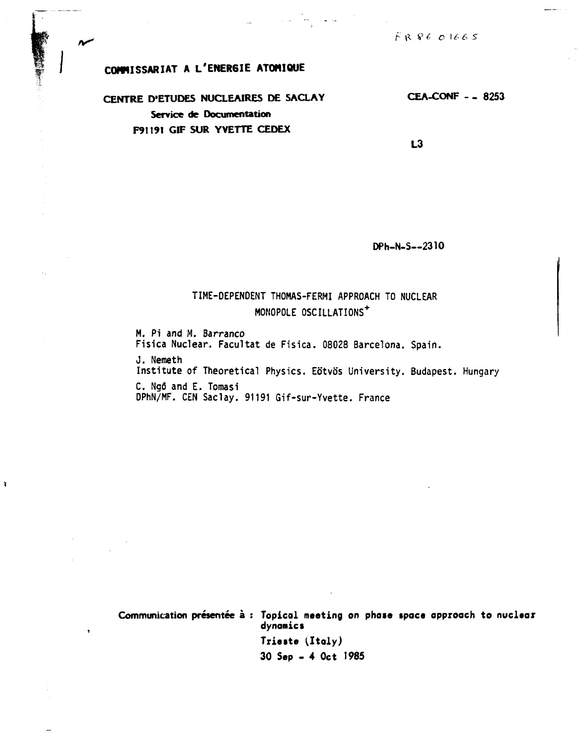FR 86 01665

**COMMISSARIAT A L'ENERGIE ATOMIQUE**

**CENTRE D'ETUDES NUCLEAIRES DE SACLAY**
**Service de Documentation**
**F91191 GIF SUR YVETTE CEDEX**

**CEA-CONF -- 8253**

**L3**

**DPh-N-S--2310**

# TIME-DEPENDENT THOMAS-FERMI APPROACH TO NUCLEAR MONOPOLE OSCILLATIONS+

M. Pi and M. Barranco
Fisica Nuclear. Facultat de Fisica. 08028 Barcelona. Spain.

J. Nemeth
Institute of Theoretical Physics. Eötvös University. Budapest. Hungary

C. Ngô and E. Tomasi
DPhN/MF. CEN Saclay. 91191 Gif-sur-Yvette. France

**Communication présentée à : Topical meeting on phase space approach to nuclear dynamics**
**Trieste (Italy)**
**30 Sep - 4 Oct 1985**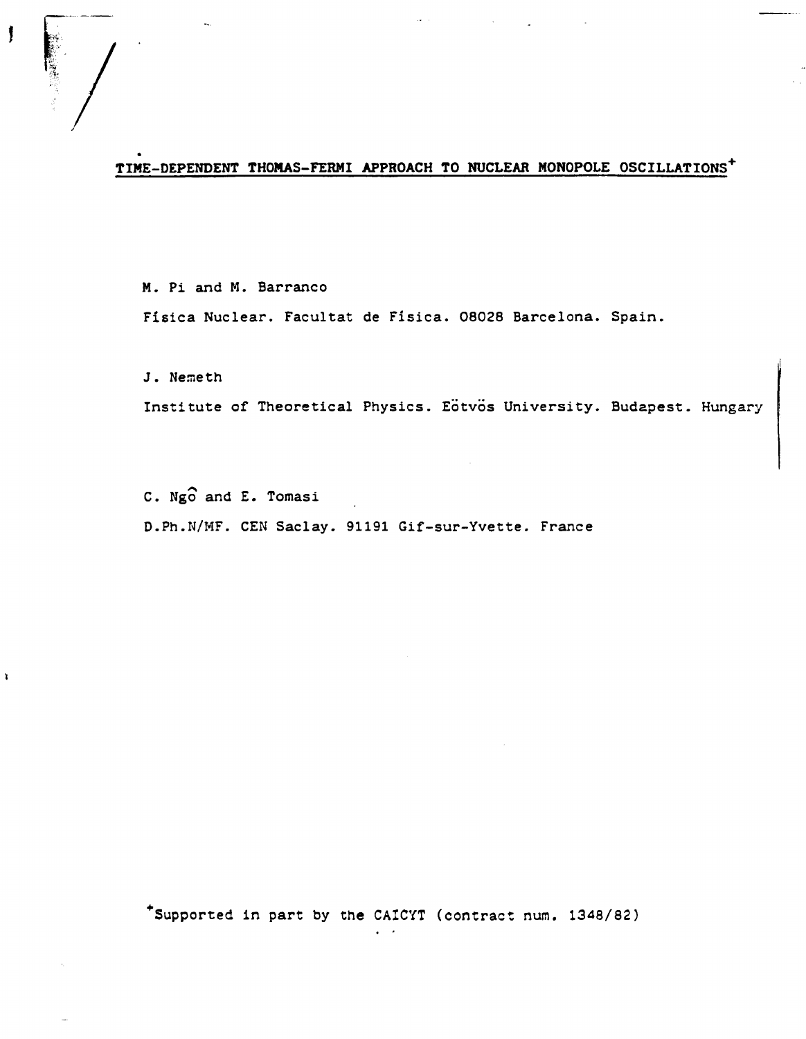# TIME-DEPENDENT THOMAS-FERMI APPROACH TO NUCLEAR MONOPOLE OSCILLATIONS+

M. Pi and M. Barranco

Física Nuclear. Facultat de Física. 08028 Barcelona. Spain.

J. Nemeth

Institute of Theoretical Physics. Eötvös University. Budapest. Hungary

C. Ngô and E. Tomasi

D.Ph.N/MF. CEN Saclay. 91191 Gif-sur-Yvette. France

+Supported in part by the CAICYT (contract num. 1348/82)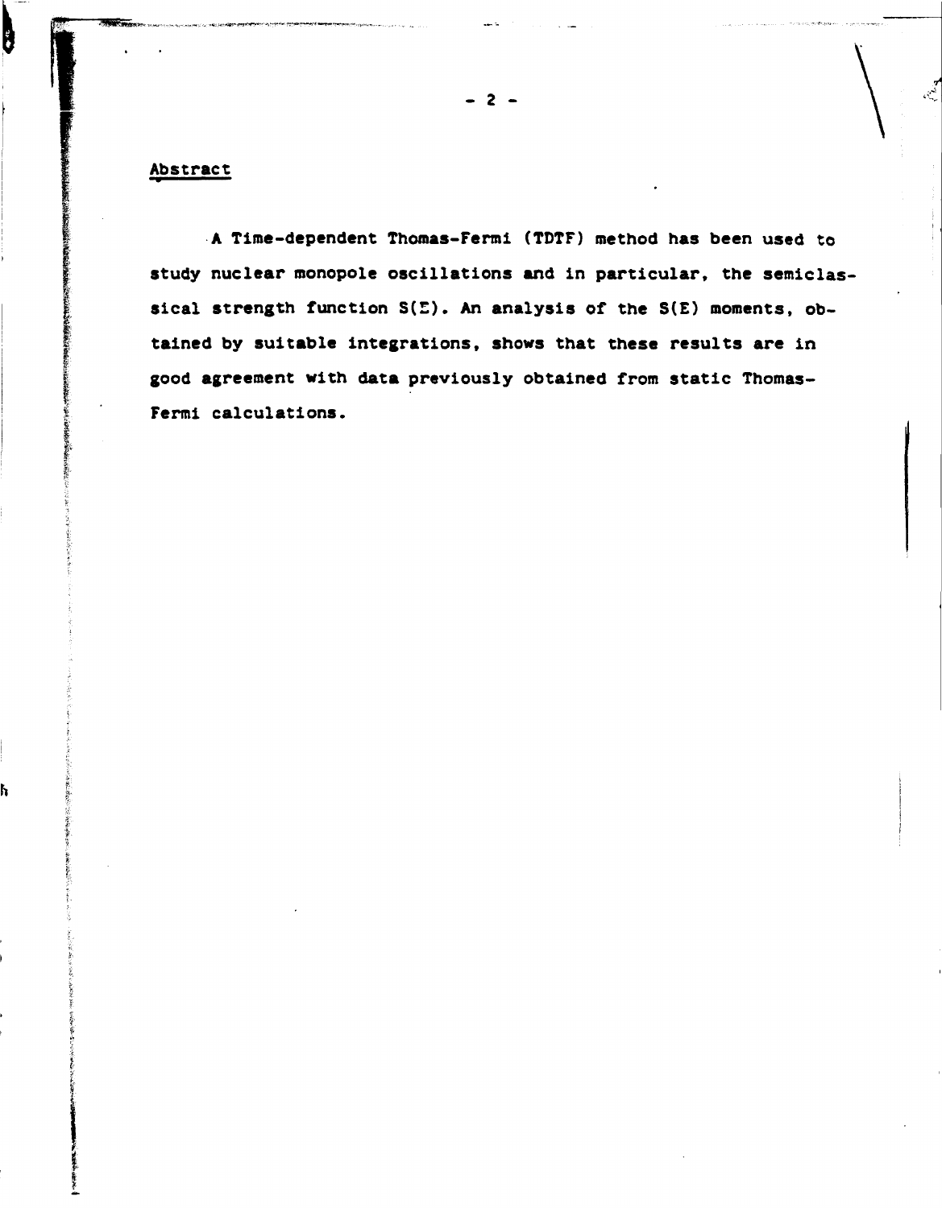## Abstract

A Time-dependent Thomas-Fermi (TDTF) method has been used to study nuclear monopole oscillations and in particular, the semiclassical strength function $S(E)$. An analysis of the $S(E)$ moments, obtained by suitable integrations, shows that these results are in good agreement with data previously obtained from static Thomas-Fermi calculations.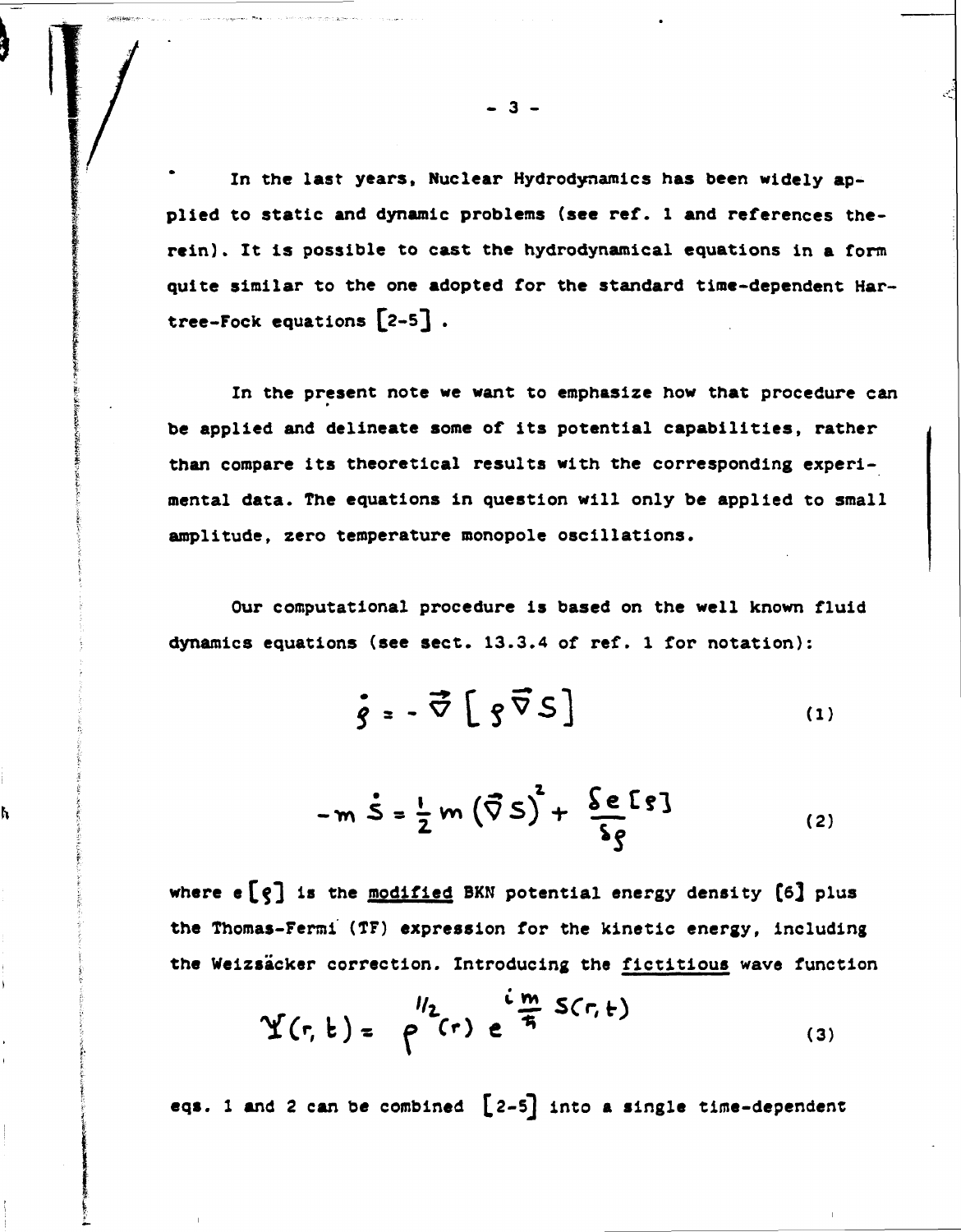In the last years, Nuclear Hydrodynamics has been widely applied to static and dynamic problems (see ref. 1 and references therein). It is possible to cast the hydrodynamical equations in a form quite similar to the one adopted for the standard time-dependent Hartree-Fock equations [2-5] .

In the present note we want to emphasize how that procedure can be applied and delineate some of its potential capabilities, rather than compare its theoretical results with the corresponding experimental data. The equations in question will only be applied to small amplitude, zero temperature monopole oscillations.

Our computational procedure is based on the well known fluid dynamics equations (see sect. 13.3.4 of ref. 1 for notation):

$$\dot{\varrho} = - \vec{\nabla} \left[ \varrho \vec{\nabla} S \right] \tag{1}$$

$$-m \dot{S} = \frac{1}{2} m \left( \vec{\nabla} S \right)^2 + \frac{\delta e [\varrho]}{\delta \varrho} \tag{2}$$

where $e[\varrho]$ is the <u>modified</u> BKN potential energy density [6] plus the Thomas-Fermi (TF) expression for the kinetic energy, including the Weizsäcker correction. Introducing the <u>fictitious</u> wave function

$$\Upsilon(r,t) = \rho^{1/2}(r) \, e^{\frac{i m}{\hbar} S(r,t)} \tag{3}$$

eqs. 1 and 2 can be combined [2-5] into a single time-dependent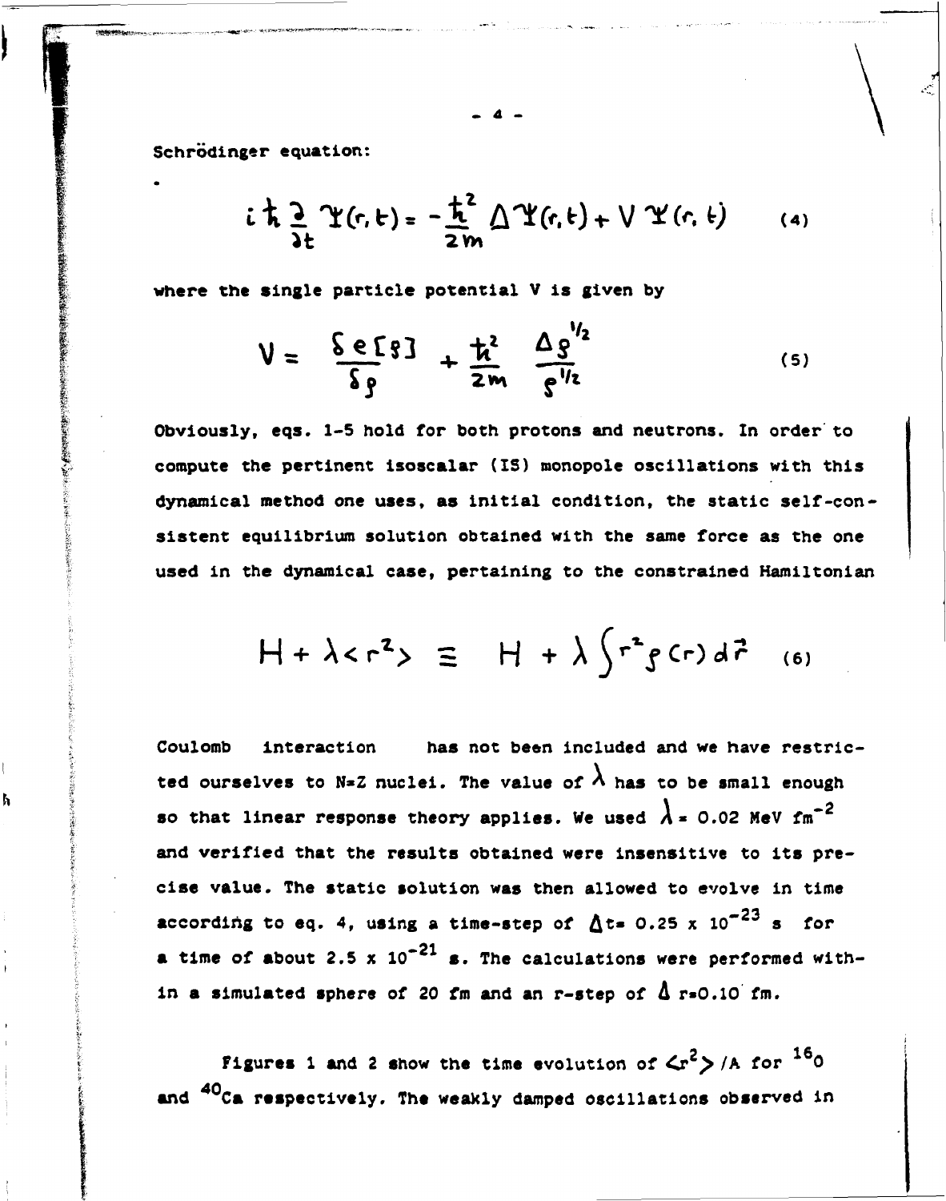Schrödinger equation:

$$i\hbar \frac{\partial}{\partial t} \Psi(r,t) = -\frac{\hbar^2}{2m} \Delta \Psi(r,t) + V\, \Psi(r,t) \qquad (4)$$

where the single particle potential V is given by

$$V = \frac{\delta e[\rho]}{\delta \rho} + \frac{\hbar^2}{2m} \frac{\Delta \rho^{1/2}}{\rho^{1/2}} \qquad (5)$$

Obviously, eqs. 1-5 hold for both protons and neutrons. In order to compute the pertinent isoscalar (IS) monopole oscillations with this dynamical method one uses, as initial condition, the static self-consistent equilibrium solution obtained with the same force as the one used in the dynamical case, pertaining to the constrained Hamiltonian

$$H + \lambda \langle r^2 \rangle \equiv H + \lambda \int r^2 \rho(r)\, d\vec{r} \qquad (6)$$

Coulomb interaction has not been included and we have restricted ourselves to N=Z nuclei. The value of $\lambda$ has to be small enough so that linear response theory applies. We used $\lambda = 0.02$ MeV $fm^{-2}$ and verified that the results obtained were insensitive to its precise value. The static solution was then allowed to evolve in time according to eq. 4, using a time-step of $\Delta t = 0.25 \times 10^{-23}$ s for a time of about $2.5 \times 10^{-21}$ s. The calculations were performed within a simulated sphere of 20 fm and an r-step of $\Delta r = 0.10$ fm.

Figures 1 and 2 show the time evolution of $\langle r^2 \rangle / A$ for $^{16}O$ and $^{40}Ca$ respectively. The weakly damped oscillations observed in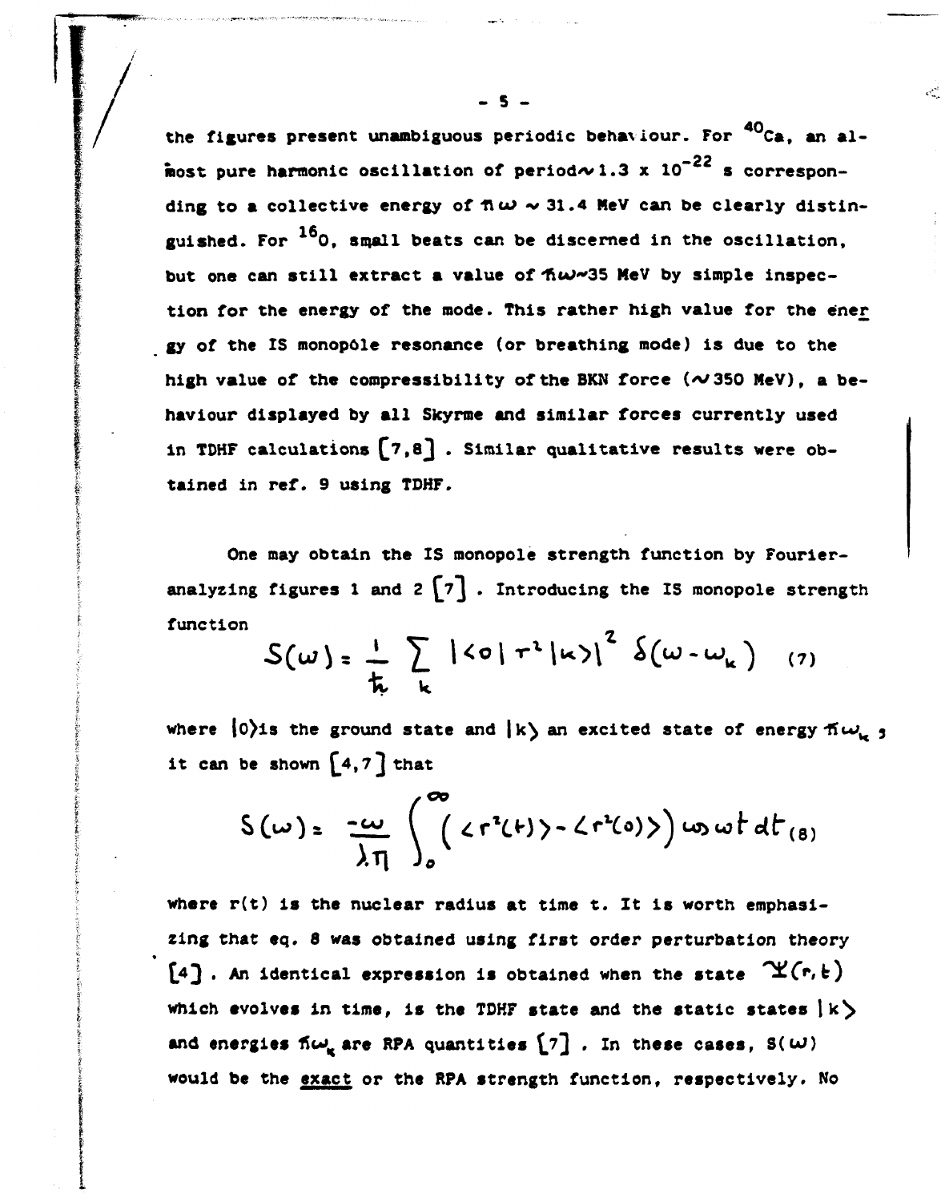the figures present unambiguous periodic behaviour. For $^{40}Ca$, an almost pure harmonic oscillation of period $\sim 1.3 \times 10^{-22}$ s corresponding to a collective energy of $\hbar\omega \sim 31.4$ MeV can be clearly distinguished. For $^{16}O$, small beats can be discerned in the oscillation, but one can still extract a value of $\hbar\omega \sim 35$ MeV by simple inspection for the energy of the mode. This rather high value for the energy of the IS monopole resonance (or breathing mode) is due to the high value of the compressibility of the BKN force ($\sim 350$ MeV), a behaviour displayed by all Skyrme and similar forces currently used in TDHF calculations [7,8]. Similar qualitative results were obtained in ref. 9 using TDHF.

One may obtain the IS monopole strength function by Fourier-analyzing figures 1 and 2 [7]. Introducing the IS monopole strength function

$$S(\omega) = \frac{1}{\hbar} \sum_k |\langle 0 | r^2 | k \rangle|^2 \, \delta(\omega - \omega_k) \quad (7)$$

where $|0\rangle$ is the ground state and $|k\rangle$ an excited state of energy $\hbar\omega_k$; it can be shown [4,7] that

$$S(\omega) = \frac{-\omega}{\lambda \pi} \int_0^{\infty} \left( \langle r^2(t) \rangle - \langle r^2(0) \rangle \right) \cos \omega t \, dt \quad (8)$$

where $r(t)$ is the nuclear radius at time t. It is worth emphasizing that eq. 8 was obtained using first order perturbation theory [4]. An identical expression is obtained when the state $\Psi(r,t)$ which evolves in time, is the TDHF state and the static states $|k\rangle$ and energies $\hbar\omega_k$ are RPA quantities [7]. In these cases, $S(\omega)$ would be the <u>exact</u> or the RPA strength function, respectively. No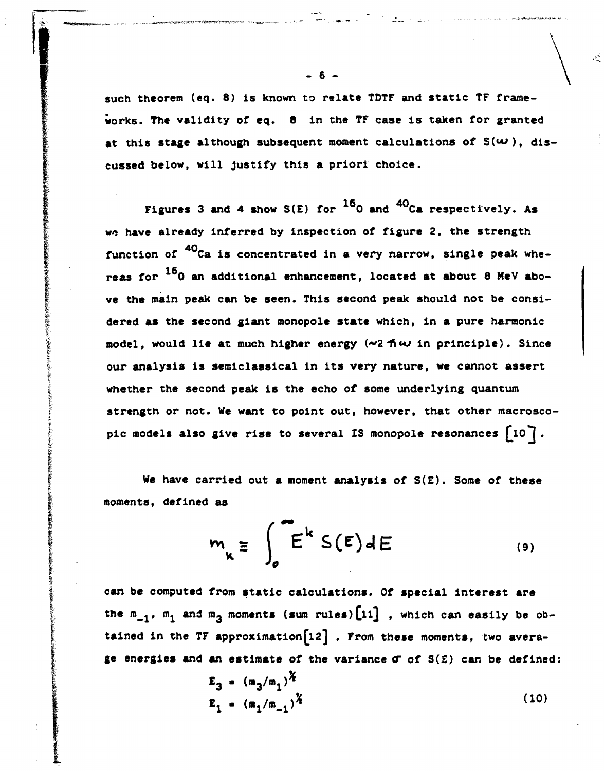such theorem (eq. 8) is known to relate TDTF and static TF frameworks. The validity of eq. 8 in the TF case is taken for granted at this stage although subsequent moment calculations of $S(\omega)$, discussed below, will justify this a priori choice.

Figures 3 and 4 show $S(E)$ for $^{16}O$ and $^{40}Ca$ respectively. As we have already inferred by inspection of figure 2, the strength function of $^{40}Ca$ is concentrated in a very narrow, single peak whereas for $^{16}O$ an additional enhancement, located at about 8 MeV above the main peak can be seen. This second peak should not be considered as the second giant monopole state which, in a pure harmonic model, would lie at much higher energy ($\sim 2\hbar\omega$ in principle). Since our analysis is semiclassical in its very nature, we cannot assert whether the second peak is the echo of some underlying quantum strength or not. We want to point out, however, that other macroscopic models also give rise to several IS monopole resonances [10].

We have carried out a moment analysis of $S(E)$. Some of these moments, defined as

$$m_k \equiv \int_0^\infty E^k S(E) dE \qquad (9)$$

can be computed from static calculations. Of special interest are the $m_{-1}$, $m_1$ and $m_3$ moments (sum rules)[11], which can easily be obtained in the TF approximation[12]. From these moments, two average energies and an estimate of the variance $\sigma$ of $S(E)$ can be defined:

$$E_3 = (m_3/m_1)^{1/2}$$
$$E_1 = (m_1/m_{-1})^{1/2} \qquad (10)$$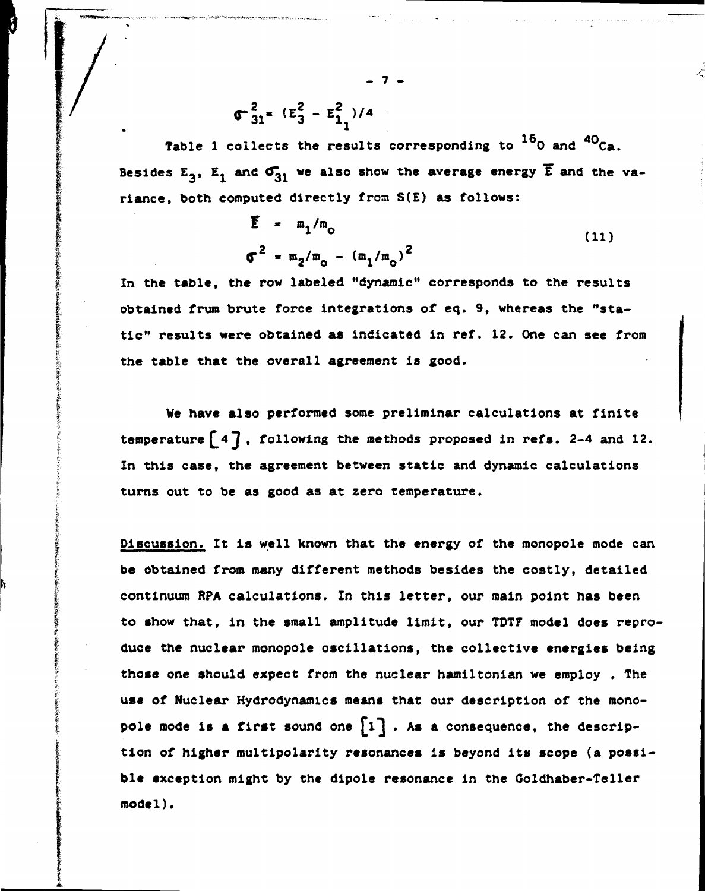$$\sigma_{31}^2 = (E_3^2 - E_1^2)/4$$

Table 1 collects the results corresponding to $^{16}O$ and $^{40}Ca$. Besides $E_3$, $E_1$ and $\sigma_{31}$ we also show the average energy $\bar{E}$ and the variance, both computed directly from S(E) as follows:

$$\bar{E} = m_1/m_o$$
$$\sigma^2 = m_2/m_o - (m_1/m_o)^2 \tag{11}$$

In the table, the row labeled "dynamic" corresponds to the results obtained frum brute force integrations of eq. 9, whereas the "static" results were obtained as indicated in ref. 12. One can see from the table that the overall agreement is good.

We have also performed some preliminar calculations at finite temperature [4], following the methods proposed in refs. 2-4 and 12. In this case, the agreement between static and dynamic calculations turns out to be as good as at zero temperature.

Discussion. It is well known that the energy of the monopole mode can be obtained from many different methods besides the costly, detailed continuum RPA calculations. In this letter, our main point has been to show that, in the small amplitude limit, our TDTF model does reproduce the nuclear monopole oscillations, the collective energies being those one should expect from the nuclear hamiltonian we employ . The use of Nuclear Hydrodynamics means that our description of the monopole mode is a first sound one [1] . As a consequence, the description of higher multipolarity resonances is beyond its scope (a possible exception might by the dipole resonance in the Goldhaber-Teller model).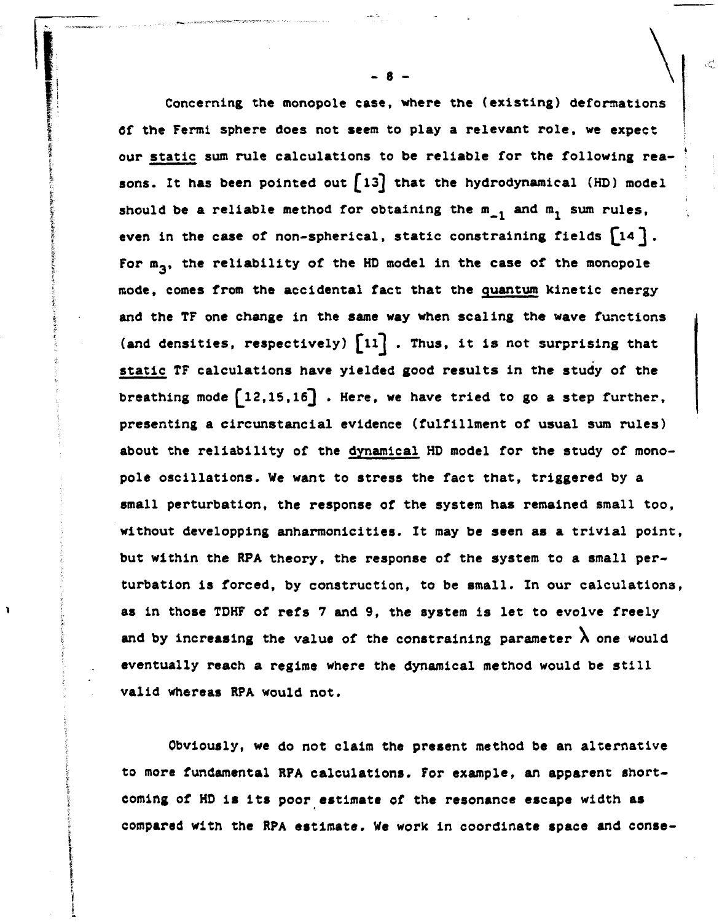Concerning the monopole case, where the (existing) deformations of the Fermi sphere does not seem to play a relevant role, we expect our static sum rule calculations to be reliable for the following reasons. It has been pointed out [13] that the hydrodynamical (HD) model should be a reliable method for obtaining the $m_{-1}$ and $m_1$ sum rules, even in the case of non-spherical, static constraining fields [14]. For $m_3$, the reliability of the HD model in the case of the monopole mode, comes from the accidental fact that the quantum kinetic energy and the TF one change in the same way when scaling the wave functions (and densities, respectively) [11]. Thus, it is not surprising that static TF calculations have yielded good results in the study of the breathing mode [12,15,16]. Here, we have tried to go a step further, presenting a circunstancial evidence (fulfillment of usual sum rules) about the reliability of the dynamical HD model for the study of monopole oscillations. We want to stress the fact that, triggered by a small perturbation, the response of the system has remained small too, without developping anharmonicities. It may be seen as a trivial point, but within the RPA theory, the response of the system to a small perturbation is forced, by construction, to be small. In our calculations, as in those TDHF of refs 7 and 9, the system is let to evolve freely and by increasing the value of the constraining parameter $\lambda$ one would eventually reach a regime where the dynamical method would be still valid whereas RPA would not.

Obviously, we do not claim the present method be an alternative to more fundamental RPA calculations. For example, an apparent shortcoming of HD is its poor estimate of the resonance escape width as compared with the RPA estimate. We work in coordinate space and conse-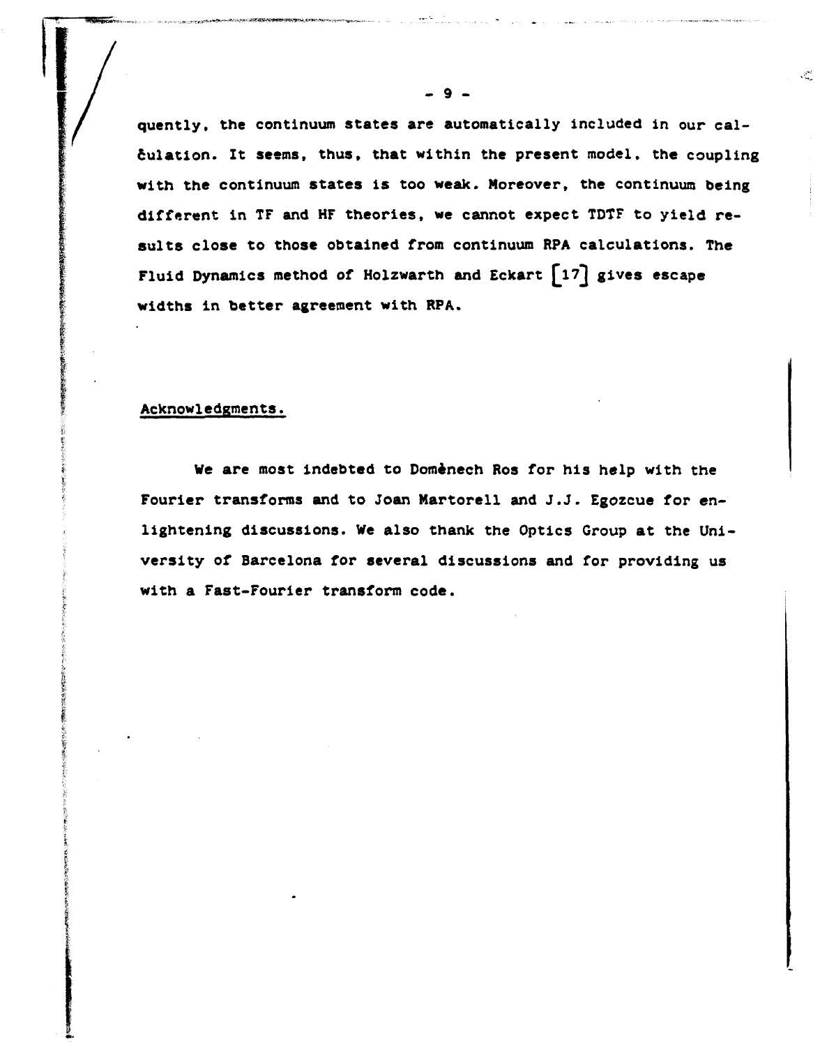quently, the continuum states are automatically included in our calculation. It seems, thus, that within the present model, the coupling with the continuum states is too weak. Moreover, the continuum being different in TF and HF theories, we cannot expect TDTF to yield results close to those obtained from continuum RPA calculations. The Fluid Dynamics method of Holzwarth and Eckart [17] gives escape widths in better agreement with RPA.

## Acknowledgments.

We are most indebted to Domènech Ros for his help with the Fourier transforms and to Joan Martorell and J.J. Egozcue for enlightening discussions. We also thank the Optics Group at the University of Barcelona for several discussions and for providing us with a Fast-Fourier transform code.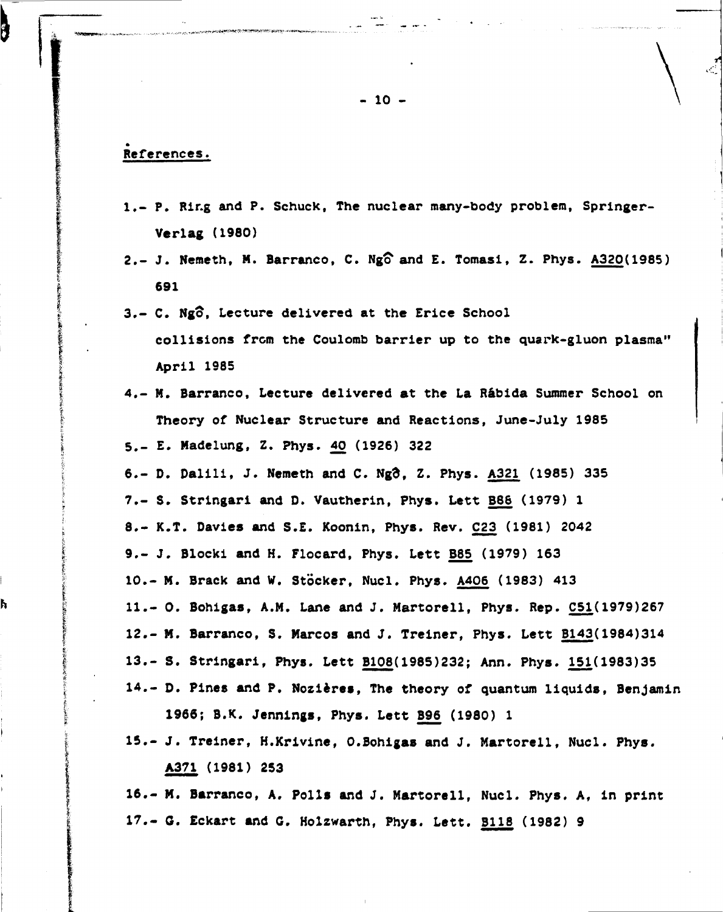## References.

1.- P. Ring and P. Schuck, The nuclear many-body problem, Springer-Verlag (1980)

2.- J. Nemeth, M. Barranco, C. Ngô and E. Tomasi, Z. Phys. A320(1985) 691

3.- C. Ngô, Lecture delivered at the Erice School collisions from the Coulomb barrier up to the quark-gluon plasma" April 1985

4.- M. Barranco, Lecture delivered at the La Rábida Summer School on Theory of Nuclear Structure and Reactions, June-July 1985

5.- E. Madelung, Z. Phys. 40 (1926) 322

6.- D. Dalili, J. Nemeth and C. Ngô, Z. Phys. A321 (1985) 335

7.- S. Stringari and D. Vautherin, Phys. Lett B86 (1979) 1

8.- K.T. Davies and S.E. Koonin, Phys. Rev. C23 (1981) 2042

9.- J. Blocki and H. Flocard, Phys. Lett B85 (1979) 163

10.- M. Brack and W. Stöcker, Nucl. Phys. A406 (1983) 413

11.- O. Bohigas, A.M. Lane and J. Martorell, Phys. Rep. C51(1979)267

12.- M. Barranco, S. Marcos and J. Treiner, Phys. Lett B143(1984)314

13.- S. Stringari, Phys. Lett B108(1985)232; Ann. Phys. 151(1983)35

14.- D. Pines and P. Nozières, The theory of quantum liquids, Benjamin 1966; B.K. Jennings, Phys. Lett B96 (1980) 1

15.- J. Treiner, H.Krivine, O.Bohigas and J. Martorell, Nucl. Phys. A371 (1981) 253

16.- M. Barranco, A. Polls and J. Martorell, Nucl. Phys. A, in print

17.- G. Eckart and G. Holzwarth, Phys. Lett. B118 (1982) 9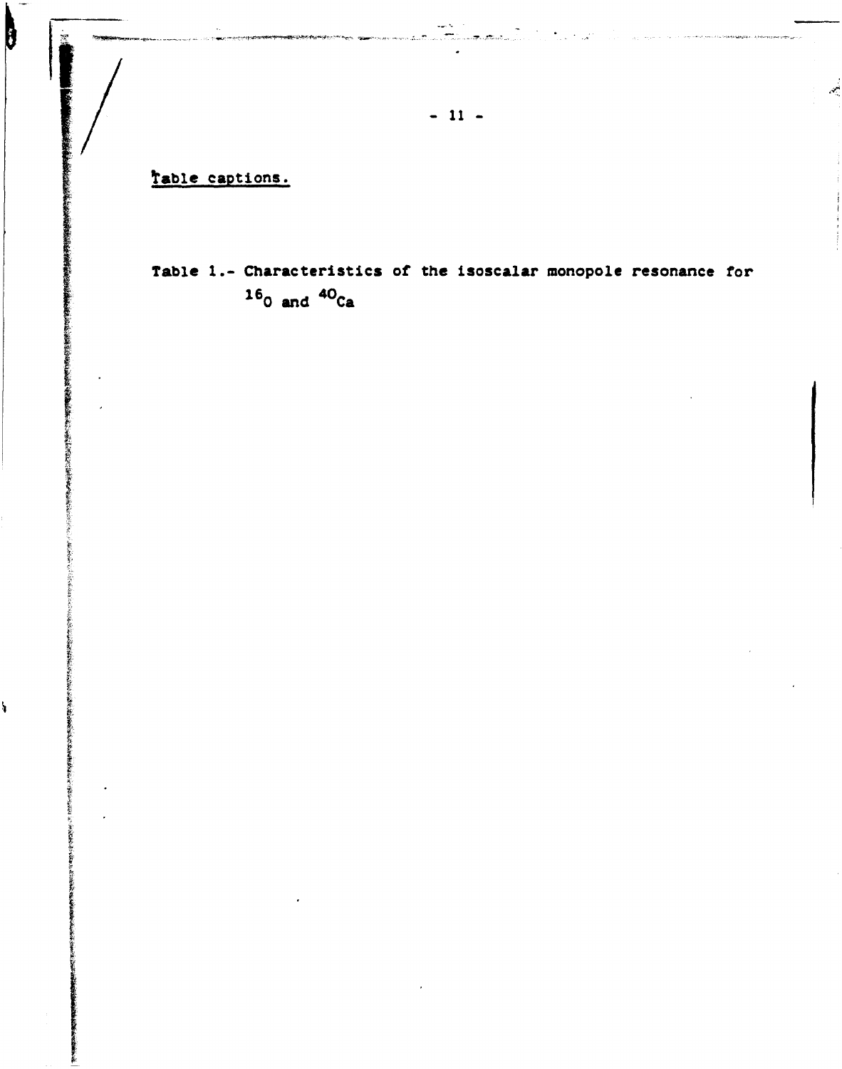Table captions.

Table 1.- Characteristics of the isoscalar monopole resonance for $^{16}O$ and $^{40}Ca$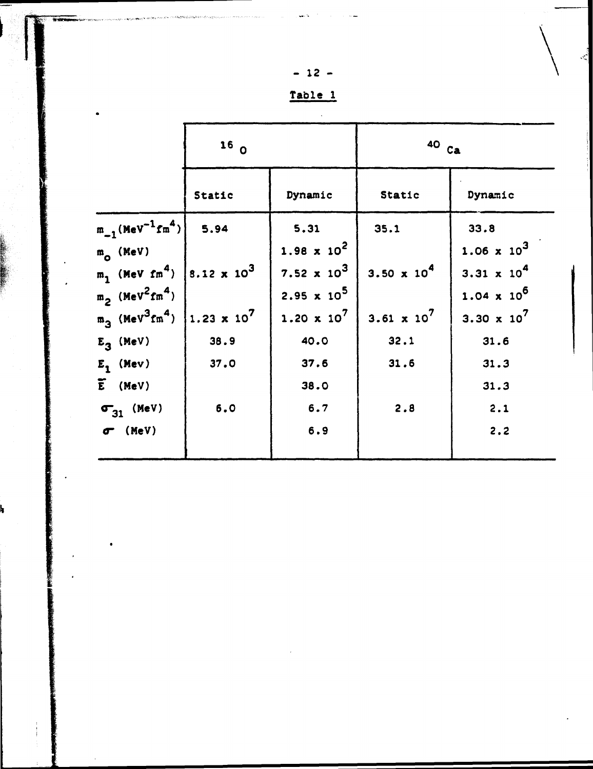Table 1

| | $^{16}O$ | | $^{40}Ca$ | |
|---|---|---|---|---|
| | Static | Dynamic | Static | Dynamic |
| $m_{-1}$ ($MeV^{-1}fm^4$) | 5.94 | 5.31 | 35.1 | 33.8 |
| $m_0$ (MeV) | | $1.98 \times 10^2$ | | $1.06 \times 10^3$ |
| $m_1$ (MeV $fm^4$) | $8.12 \times 10^3$ | $7.52 \times 10^3$ | $3.50 \times 10^4$ | $3.31 \times 10^4$ |
| $m_2$ ($MeV^2 fm^4$) | | $2.95 \times 10^5$ | | $1.04 \times 10^6$ |
| $m_3$ ($MeV^3 fm^4$) | $1.23 \times 10^7$ | $1.20 \times 10^7$ | $3.61 \times 10^7$ | $3.30 \times 10^7$ |
| $E_3$ (MeV) | 38.9 | 40.0 | 32.1 | 31.6 |
| $E_1$ (Mev) | 37.0 | 37.6 | 31.6 | 31.3 |
| $\tilde{E}$ (MeV) | | 38.0 | | 31.3 |
| $\sigma_{31}$ (MeV) | 6.0 | 6.7 | 2.8 | 2.1 |
| $\sigma$ (MeV) | | 6.9 | | 2.2 |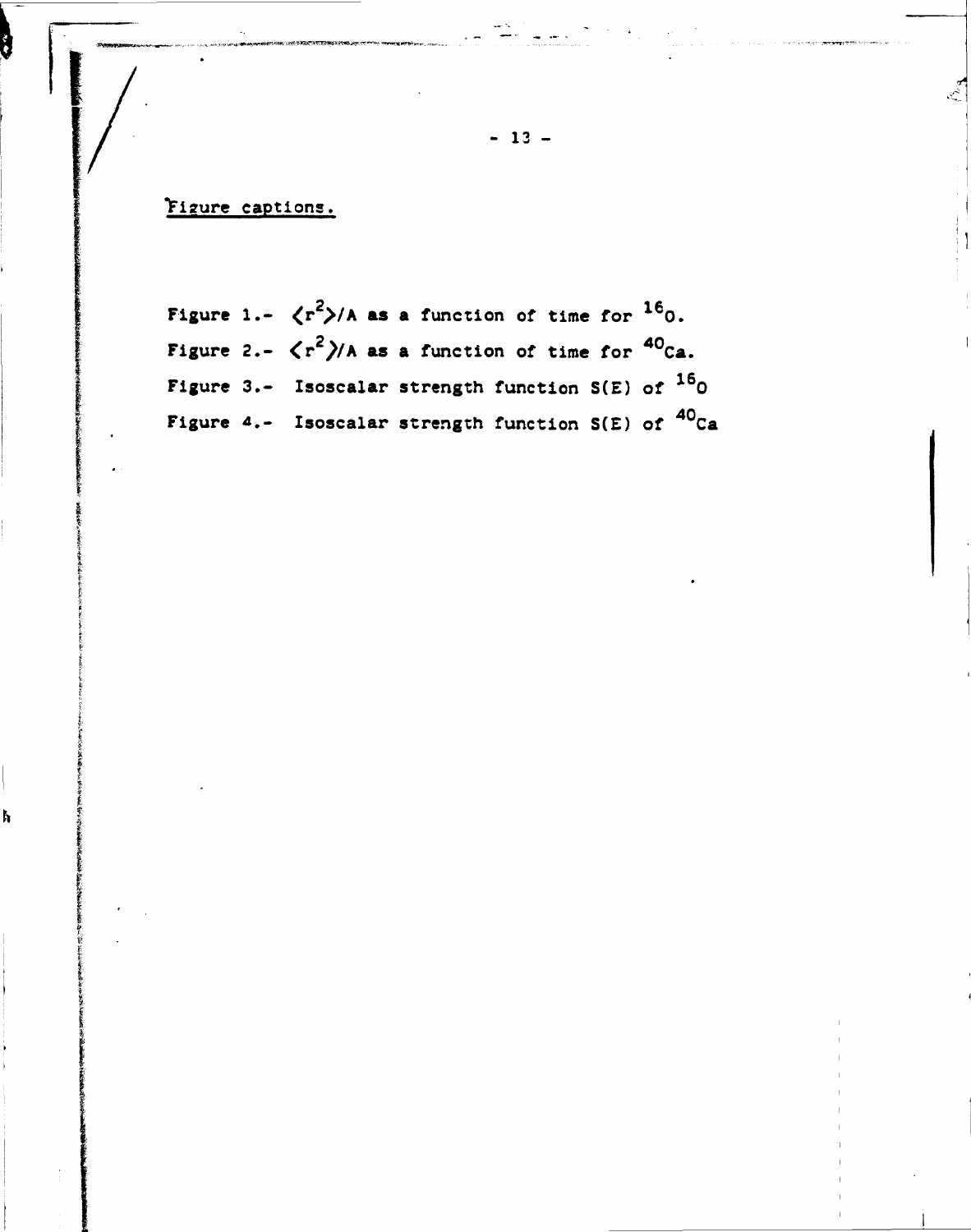## Figure captions.

Figure 1.- $\langle r^2 \rangle / A$ as a function of time for $^{16}O$.

Figure 2.- $\langle r^2 \rangle / A$ as a function of time for $^{40}Ca$.

Figure 3.- Isoscalar strength function S(E) of $^{16}O$

Figure 4.- Isoscalar strength function S(E) of $^{40}Ca$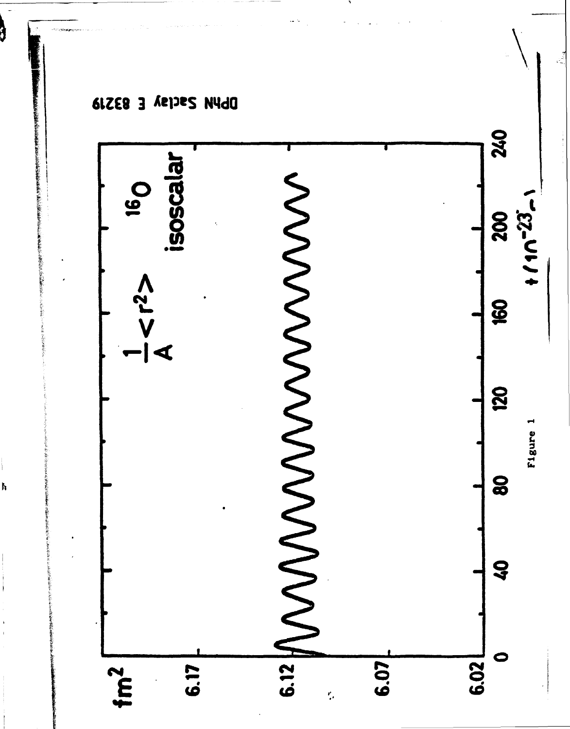DPhN Saclay E 83219

Figure 1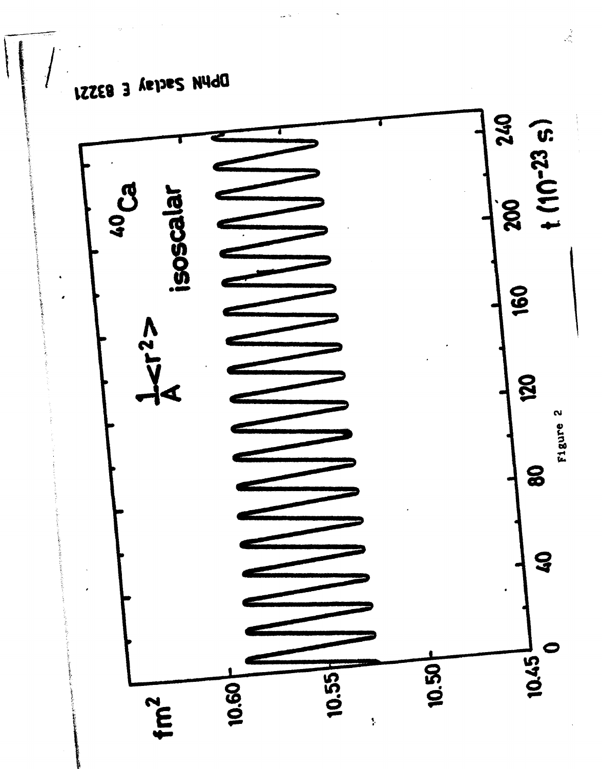DPhN Saclay E 83221

fm$^2$

10.60

10.55

10.50

10.45

0 40 80 120 160 200 240

t ($10^{-23}$ s)

$\frac{1}{A}\langle r^2 \rangle$

isoscalar

$^{40}$Ca

Figure 2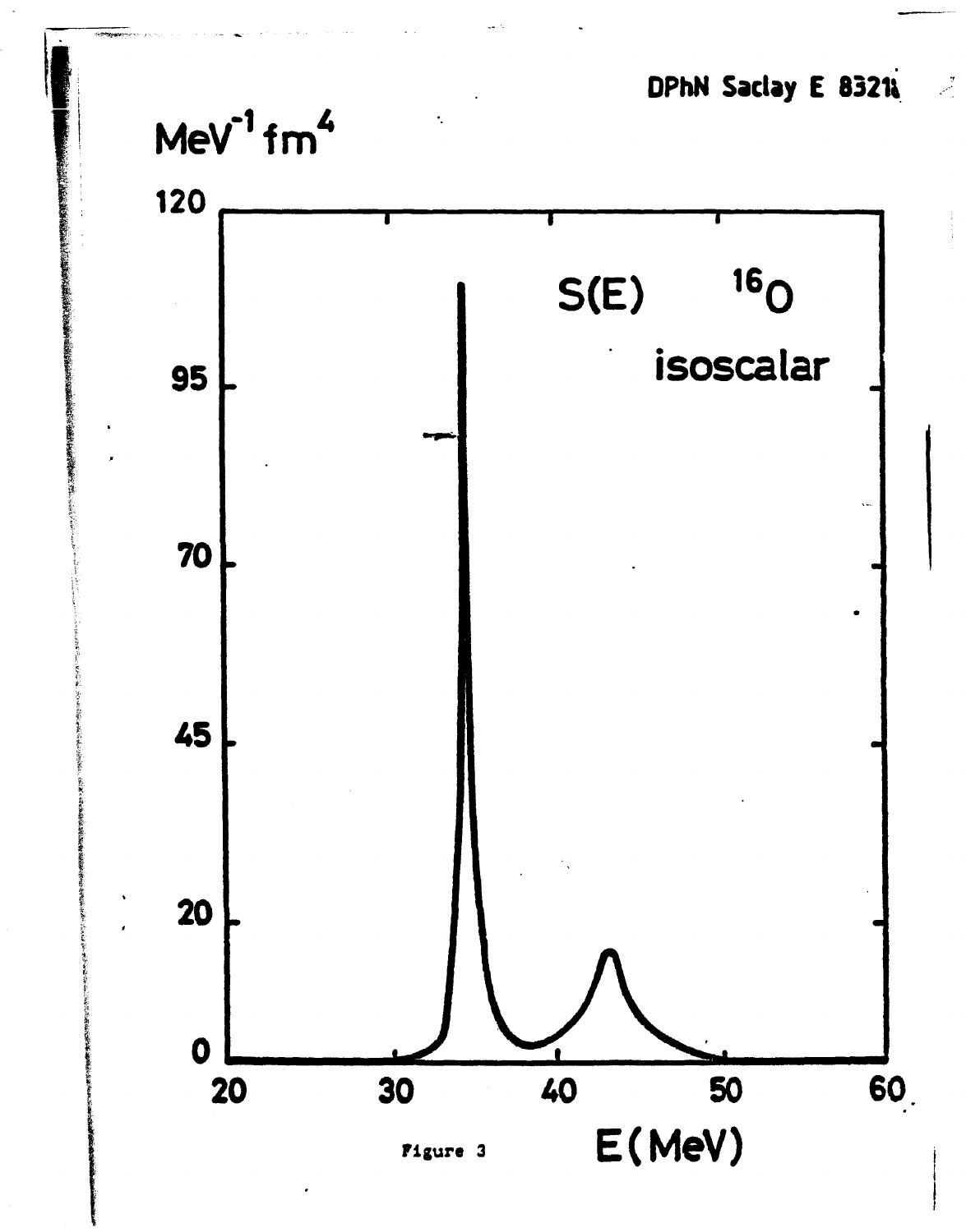DPhN Saclay E 8321

MeV$^{-1}$ fm$^4$

120

95

70

45

20

0

20 30 40 50 60

S(E) $^{16}$O

isoscalar

E(MeV)

Figure 3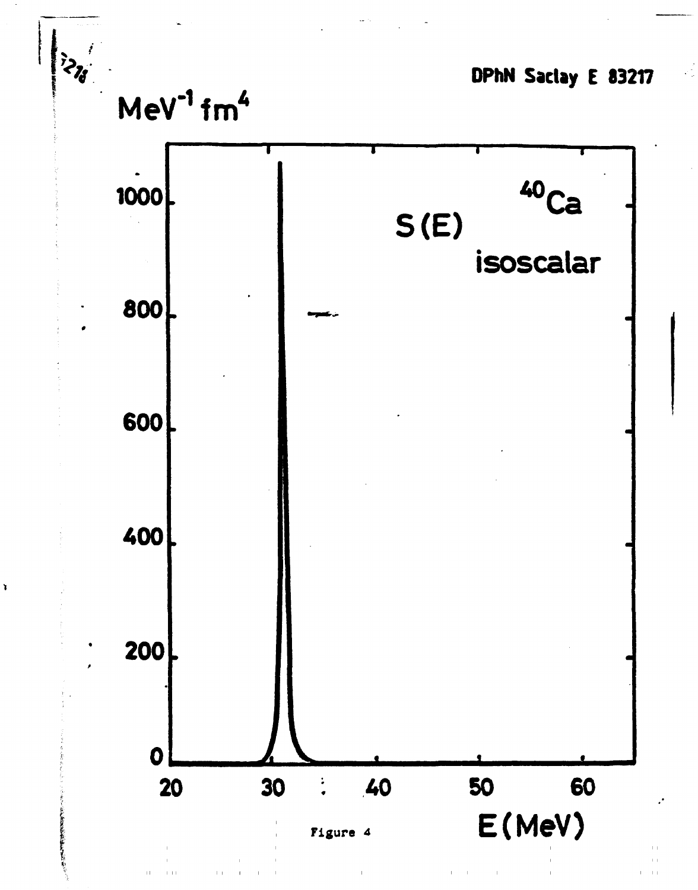DPhN Saclay E 83217

$MeV^{-1} fm^4$

1000

800

600

400

200

0

20

30

40

50

60

$E(MeV)$

$S(E)$

$^{40}Ca$

isoscalar

Figure 4